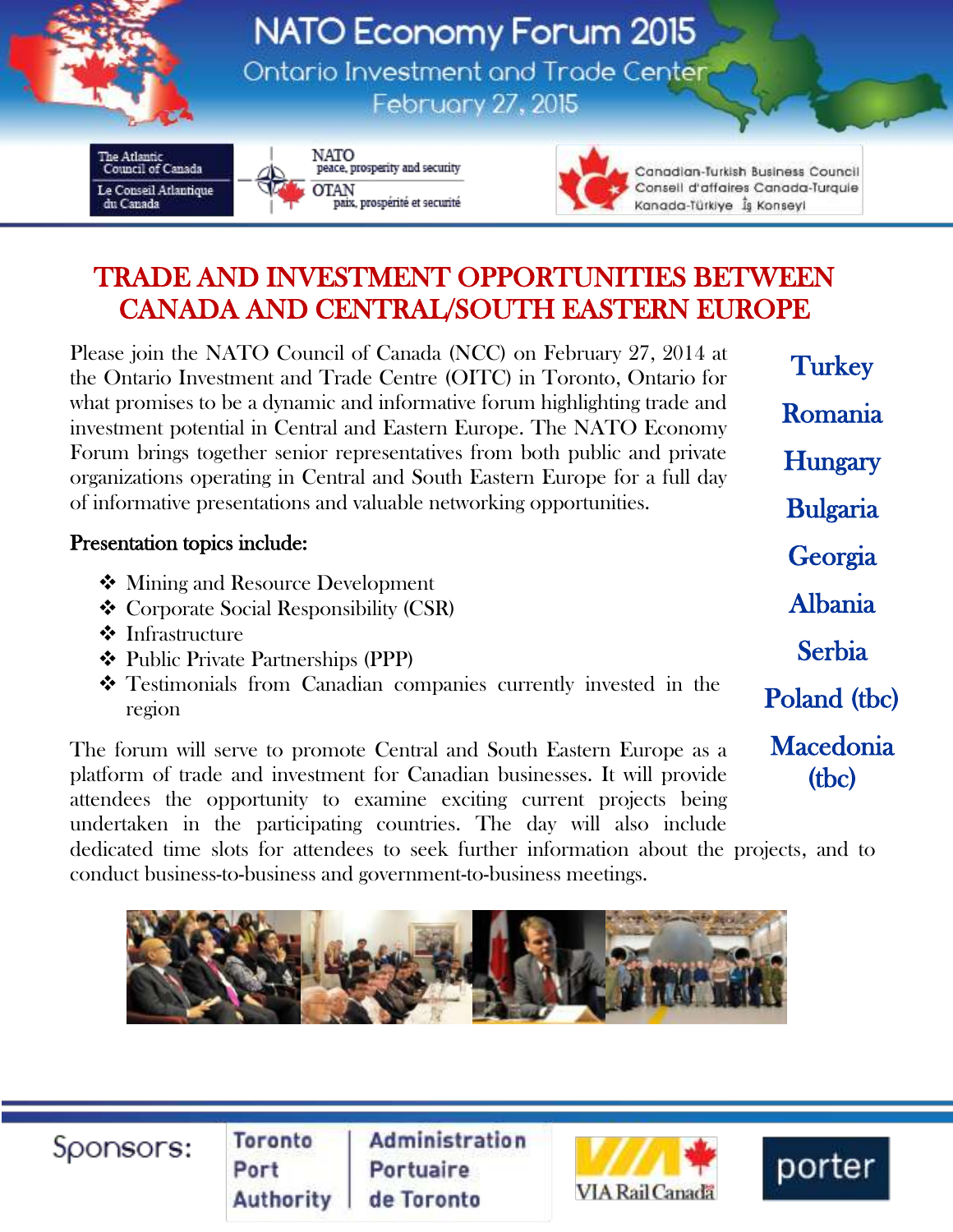# NATO Economy Forum 2015

## Ontario Investment and Trade Center

## February 27, 2015

The Atlantic Council of Canada
Le Conseil Atlantique du Canada

NATO peace, prosperity and security
OTAN paix, prospérité et securité

Canadian-Turkish Business Council
Conseil d'affaires Canada-Turquie
Kanada-Türkiye İş Konseyi

# TRADE AND INVESTMENT OPPORTUNITIES BETWEEN CANADA AND CENTRAL/SOUTH EASTERN EUROPE

Please join the NATO Council of Canada (NCC) on February 27, 2014 at the Ontario Investment and Trade Centre (OITC) in Toronto, Ontario for what promises to be a dynamic and informative forum highlighting trade and investment potential in Central and Eastern Europe. The NATO Economy Forum brings together senior representatives from both public and private organizations operating in Central and South Eastern Europe for a full day of informative presentations and valuable networking opportunities.

**Presentation topics include:**

- Mining and Resource Development
- Corporate Social Responsibility (CSR)
- Infrastructure
- Public Private Partnerships (PPP)
- Testimonials from Canadian companies currently invested in the region

The forum will serve to promote Central and South Eastern Europe as a platform of trade and investment for Canadian businesses. It will provide attendees the opportunity to examine exciting current projects being undertaken in the participating countries. The day will also include dedicated time slots for attendees to seek further information about the projects, and to conduct business-to-business and government-to-business meetings.

**Turkey**

**Romania**

**Hungary**

**Bulgaria**

**Georgia**

**Albania**

**Serbia**

**Poland (tbc)**

**Macedonia (tbc)**

Sponsors: Toronto Port Authority | Administration Portuaire de Toronto — VIA Rail Canada — porter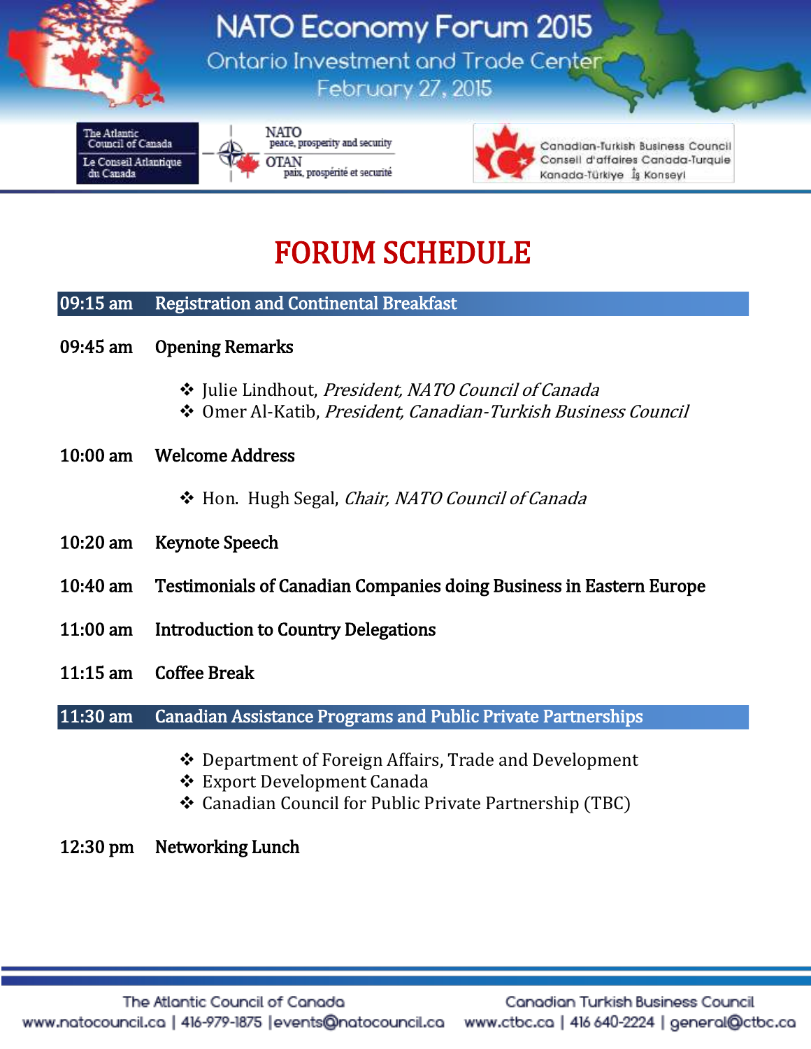# NATO Economy Forum 2015

Ontario Investment and Trade Center

February 27, 2015

The Atlantic Council of Canada
Le Conseil Atlantique du Canada

NATO peace, prosperity and security
OTAN paix, prospérité et securité

Canadian-Turkish Business Council
Conseil d'affaires Canada-Turquie
Kanada-Türkiye İş Konseyi

## FORUM SCHEDULE

**09:15 am** **Registration and Continental Breakfast**

**09:45 am** **Opening Remarks**

- Julie Lindhout, *President, NATO Council of Canada*
- Omer Al-Katib, *President, Canadian-Turkish Business Council*

**10:00 am** **Welcome Address**

- Hon. Hugh Segal, *Chair, NATO Council of Canada*

**10:20 am** **Keynote Speech**

**10:40 am** **Testimonials of Canadian Companies doing Business in Eastern Europe**

**11:00 am** **Introduction to Country Delegations**

**11:15 am** **Coffee Break**

**11:30 am** **Canadian Assistance Programs and Public Private Partnerships**

- Department of Foreign Affairs, Trade and Development
- Export Development Canada
- Canadian Council for Public Private Partnership (TBC)

**12:30 pm** **Networking Lunch**

The Atlantic Council of Canada
www.natocouncil.ca | 416-979-1875 | events@natocouncil.ca

Canadian Turkish Business Council
www.ctbc.ca | 416 640-2224 | general@ctbc.ca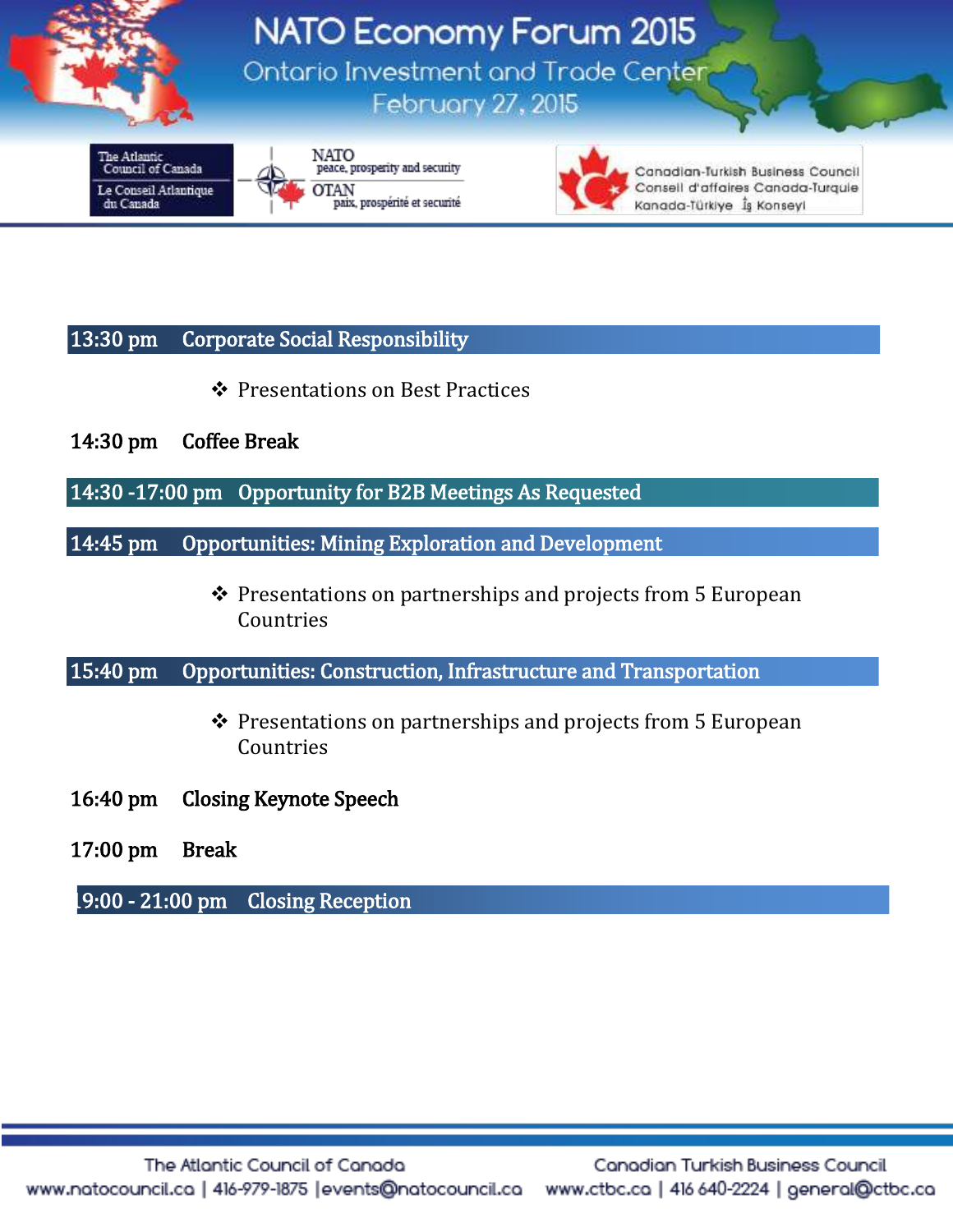**13:30 pm Corporate Social Responsibility**

- Presentations on Best Practices

**14:30 pm Coffee Break**

**14:30 -17:00 pm Opportunity for B2B Meetings As Requested**

**14:45 pm Opportunities: Mining Exploration and Development**

- Presentations on partnerships and projects from 5 European Countries

**15:40 pm Opportunities: Construction, Infrastructure and Transportation**

- Presentations on partnerships and projects from 5 European Countries

**16:40 pm Closing Keynote Speech**

**17:00 pm Break**

**19:00 - 21:00 pm Closing Reception**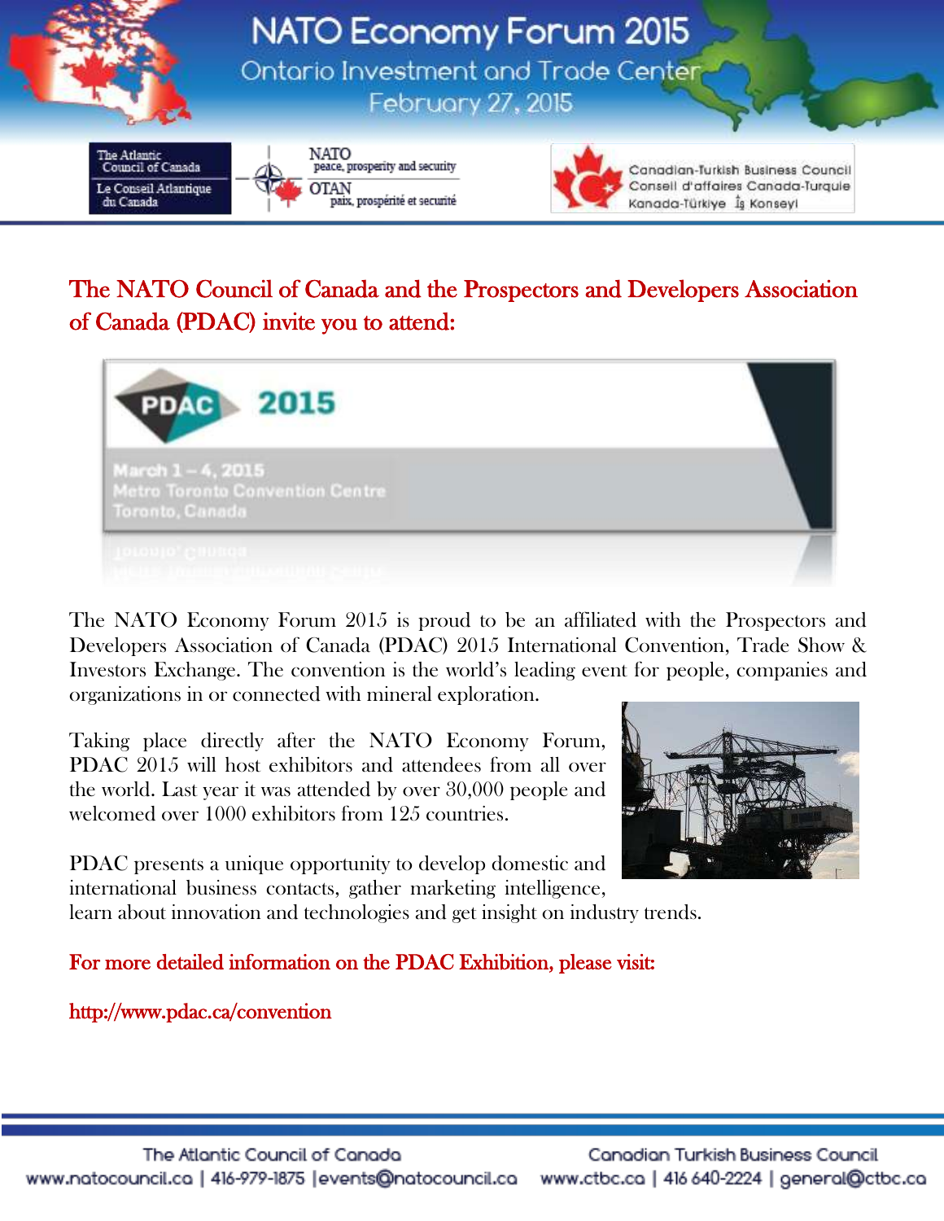# NATO Economy Forum 2015

Ontario Investment and Trade Center

February 27, 2015

## The NATO Council of Canada and the Prospectors and Developers Association of Canada (PDAC) invite you to attend:

PDAC 2015

March 1 – 4, 2015
Metro Toronto Convention Centre
Toronto, Canada

The NATO Economy Forum 2015 is proud to be an affiliated with the Prospectors and Developers Association of Canada (PDAC) 2015 International Convention, Trade Show & Investors Exchange. The convention is the world's leading event for people, companies and organizations in or connected with mineral exploration.

Taking place directly after the NATO Economy Forum, PDAC 2015 will host exhibitors and attendees from all over the world. Last year it was attended by over 30,000 people and welcomed over 1000 exhibitors from 125 countries.

PDAC presents a unique opportunity to develop domestic and international business contacts, gather marketing intelligence, learn about innovation and technologies and get insight on industry trends.

**For more detailed information on the PDAC Exhibition, please visit:**

http://www.pdac.ca/convention

The Atlantic Council of Canada
www.natocouncil.ca | 416-979-1875 | events@natocouncil.ca

Canadian Turkish Business Council
www.ctbc.ca | 416 640-2224 | general@ctbc.ca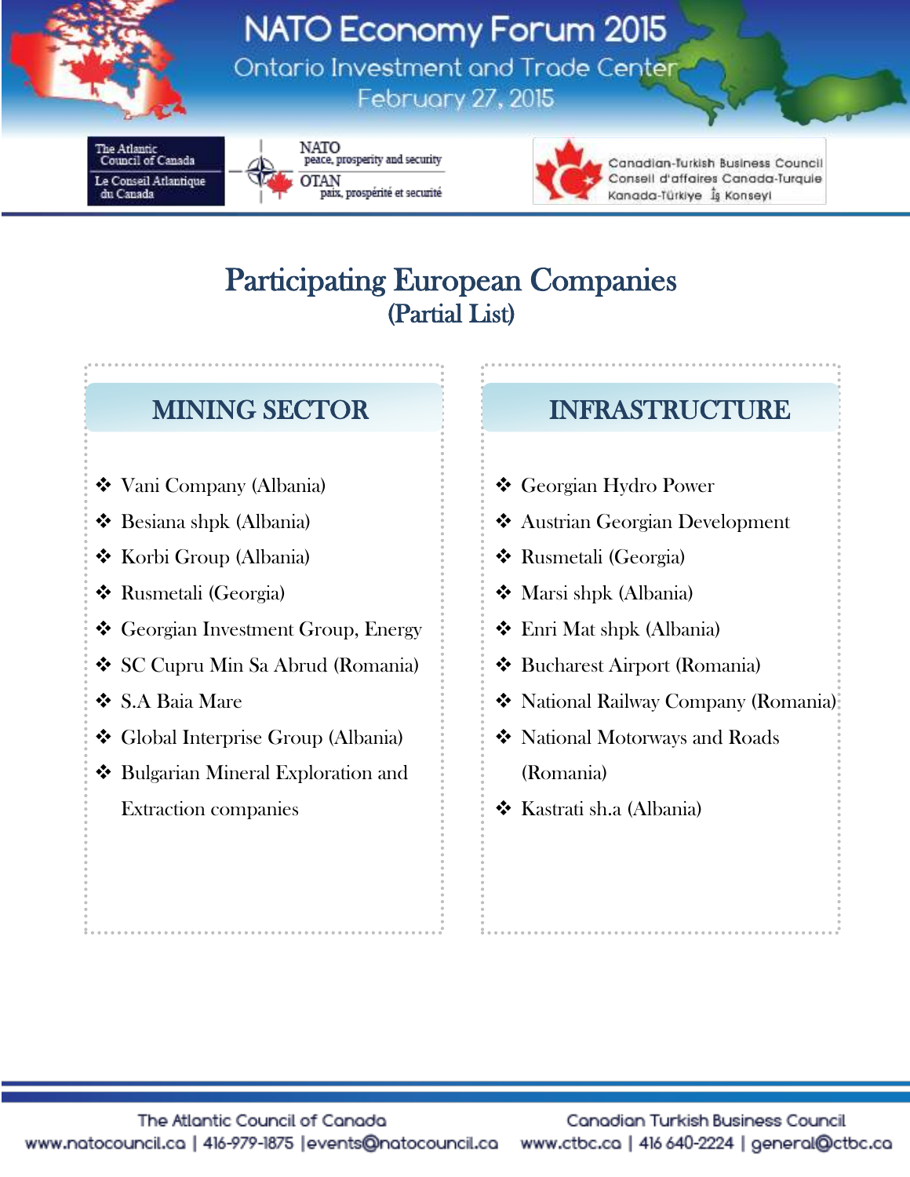# Participating European Companies
## (Partial List)

### MINING SECTOR

- Vani Company (Albania)
- Besiana shpk (Albania)
- Korbi Group (Albania)
- Rusmetali (Georgia)
- Georgian Investment Group, Energy
- SC Cupru Min Sa Abrud (Romania)
- S.A Baia Mare
- Global Interprise Group (Albania)
- Bulgarian Mineral Exploration and Extraction companies

### INFRASTRUCTURE

- Georgian Hydro Power
- Austrian Georgian Development
- Rusmetali (Georgia)
- Marsi shpk (Albania)
- Enri Mat shpk (Albania)
- Bucharest Airport (Romania)
- National Railway Company (Romania)
- National Motorways and Roads (Romania)
- Kastrati sh.a (Albania)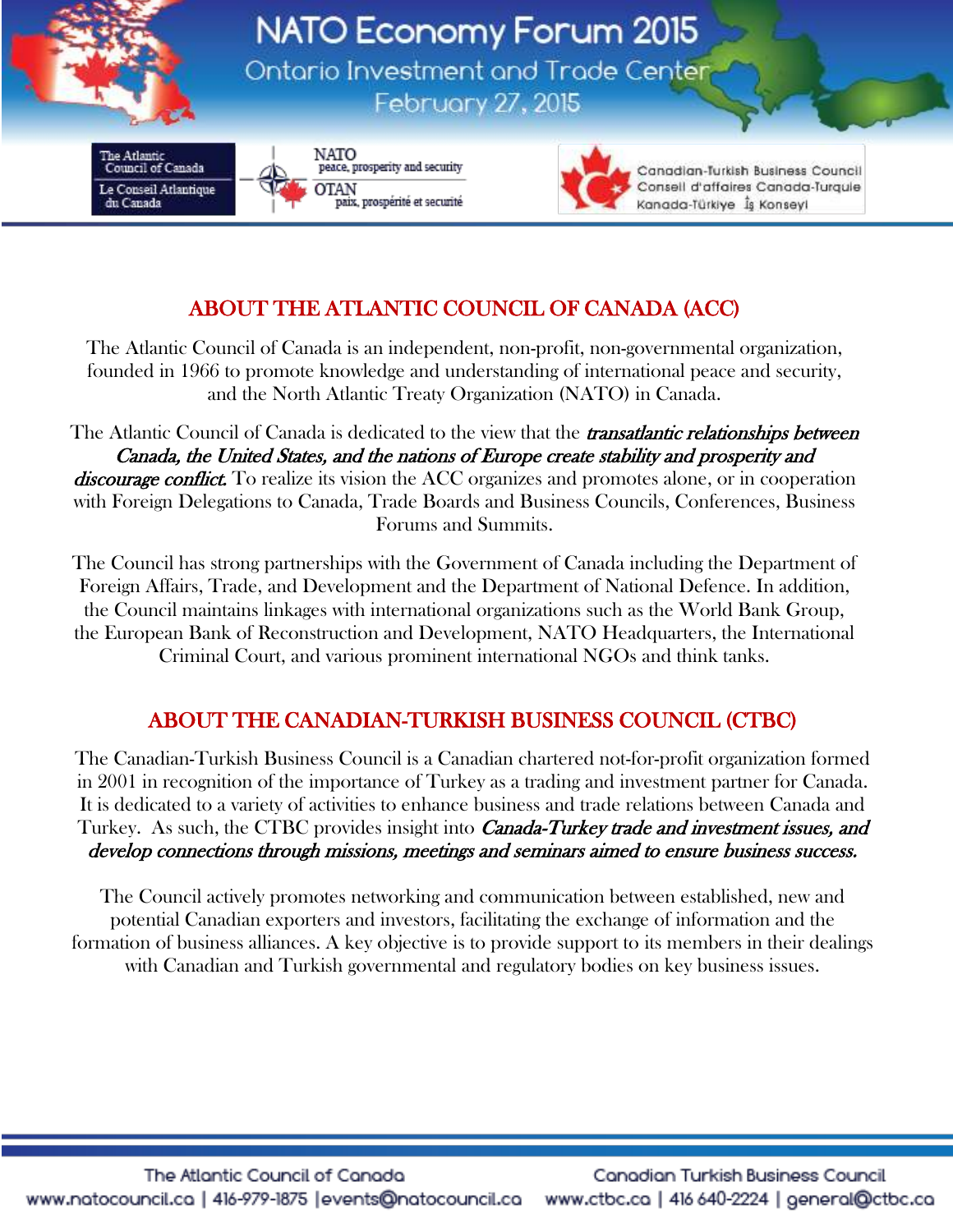# NATO Economy Forum 2015

Ontario Investment and Trade Center

February 27, 2015

The Atlantic Council of Canada
Le Conseil Atlantique du Canada

NATO peace, prosperity and security
OTAN paix, prospérité et securité

Canadian-Turkish Business Council
Conseil d'affaires Canada-Turquie
Kanada-Türkiye İş Konseyi

## ABOUT THE ATLANTIC COUNCIL OF CANADA (ACC)

The Atlantic Council of Canada is an independent, non-profit, non-governmental organization, founded in 1966 to promote knowledge and understanding of international peace and security, and the North Atlantic Treaty Organization (NATO) in Canada.

The Atlantic Council of Canada is dedicated to the view that the *transatlantic relationships between Canada, the United States, and the nations of Europe create stability and prosperity and discourage conflict.* To realize its vision the ACC organizes and promotes alone, or in cooperation with Foreign Delegations to Canada, Trade Boards and Business Councils, Conferences, Business Forums and Summits.

The Council has strong partnerships with the Government of Canada including the Department of Foreign Affairs, Trade, and Development and the Department of National Defence. In addition, the Council maintains linkages with international organizations such as the World Bank Group, the European Bank of Reconstruction and Development, NATO Headquarters, the International Criminal Court, and various prominent international NGOs and think tanks.

## ABOUT THE CANADIAN-TURKISH BUSINESS COUNCIL (CTBC)

The Canadian-Turkish Business Council is a Canadian chartered not-for-profit organization formed in 2001 in recognition of the importance of Turkey as a trading and investment partner for Canada. It is dedicated to a variety of activities to enhance business and trade relations between Canada and Turkey. As such, the CTBC provides insight into *Canada-Turkey trade and investment issues, and develop connections through missions, meetings and seminars aimed to ensure business success.*

The Council actively promotes networking and communication between established, new and potential Canadian exporters and investors, facilitating the exchange of information and the formation of business alliances. A key objective is to provide support to its members in their dealings with Canadian and Turkish governmental and regulatory bodies on key business issues.

The Atlantic Council of Canada
www.natocouncil.ca | 416-979-1875 | events@natocouncil.ca

Canadian Turkish Business Council
www.ctbc.ca | 416 640-2224 | general@ctbc.ca